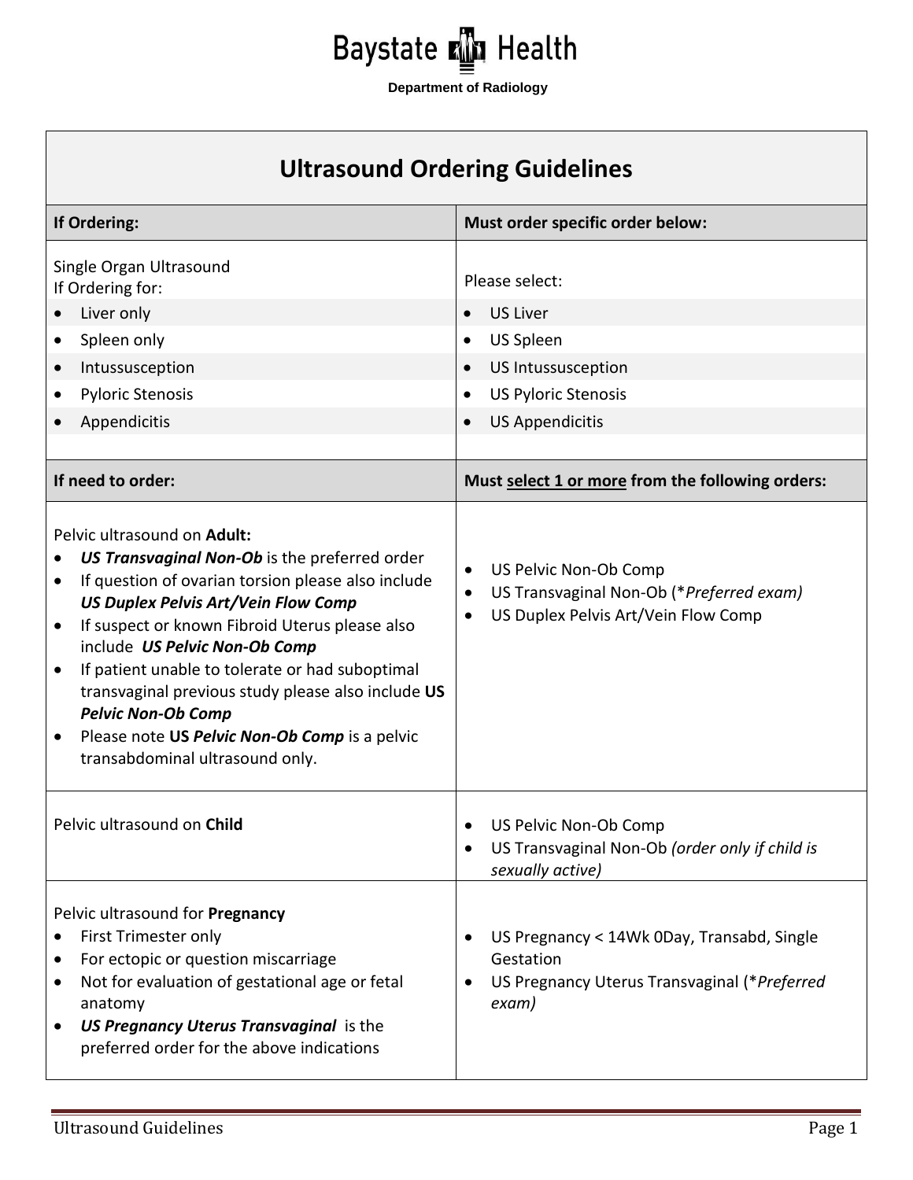**Baystate Health**

**Department of Radiology**

# Ultrasound Ordering Guidelines

| **If Ordering:** | **Must order specific order below:** |
|---|---|
| Single Organ Ultrasound<br>If Ordering for: | Please select: |
| • Liver only | • US Liver |
| • Spleen only | • US Spleen |
| • Intussusception | • US Intussusception |
| • Pyloric Stenosis | • US Pyloric Stenosis |
| • Appendicitis | • US Appendicitis |

| **If need to order:** | **Must <u>select 1 or more</u> from the following orders:** |
|---|---|
| Pelvic ultrasound on **Adult:**<br>• ***US Transvaginal Non-Ob*** is the preferred order<br>• If question of ovarian torsion please also include ***US Duplex Pelvis Art/Vein Flow Comp***<br>• If suspect or known Fibroid Uterus please also include ***US Pelvic Non-Ob Comp***<br>• If patient unable to tolerate or had suboptimal transvaginal previous study please also include **US *Pelvic Non-Ob Comp***<br>• Please note **US *Pelvic Non-Ob Comp*** is a pelvic transabdominal ultrasound only. | • US Pelvic Non-Ob Comp<br>• US Transvaginal Non-Ob (**Preferred exam)*<br>• US Duplex Pelvis Art/Vein Flow Comp |
| Pelvic ultrasound on **Child** | • US Pelvic Non-Ob Comp<br>• US Transvaginal Non-Ob *(order only if child is sexually active)* |
| Pelvic ultrasound for **Pregnancy**<br>• First Trimester only<br>• For ectopic or question miscarriage<br>• Not for evaluation of gestational age or fetal anatomy<br>• ***US Pregnancy Uterus Transvaginal*** is the preferred order for the above indications | • US Pregnancy < 14Wk 0Day, Transabd, Single Gestation<br>• US Pregnancy Uterus Transvaginal (**Preferred exam)* |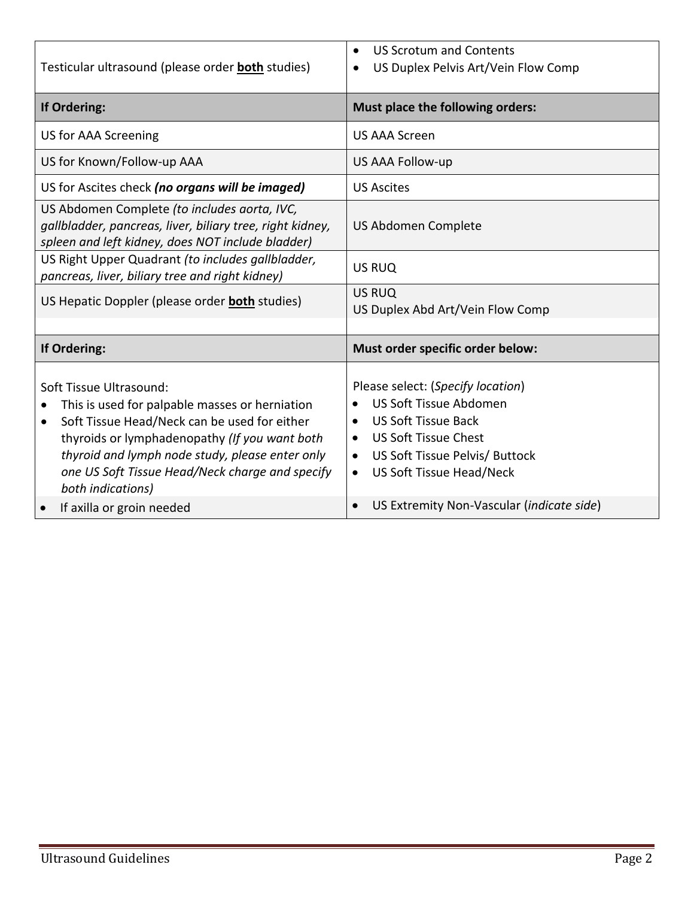| | |
|---|---|
| Testicular ultrasound (please order **both** studies) | • US Scrotum and Contents<br>• US Duplex Pelvis Art/Vein Flow Comp |
| **If Ordering:** | **Must place the following orders:** |
| US for AAA Screening | US AAA Screen |
| US for Known/Follow-up AAA | US AAA Follow-up |
| US for Ascites check ***(no organs will be imaged)*** | US Ascites |
| US Abdomen Complete *(to includes aorta, IVC, gallbladder, pancreas, liver, biliary tree, right kidney, spleen and left kidney, does NOT include bladder)* | US Abdomen Complete |
| US Right Upper Quadrant *(to includes gallbladder, pancreas, liver, biliary tree and right kidney)* | US RUQ |
| US Hepatic Doppler (please order **both** studies) | US RUQ<br>US Duplex Abd Art/Vein Flow Comp |
| | |
| **If Ordering:** | **Must order specific order below:** |
| Soft Tissue Ultrasound:<br>• This is used for palpable masses or herniation<br>• Soft Tissue Head/Neck can be used for either thyroids or lymphadenopathy *(If you want both thyroid and lymph node study, please enter only one US Soft Tissue Head/Neck charge and specify both indications)* | Please select: (*Specify location*)<br>• US Soft Tissue Abdomen<br>• US Soft Tissue Back<br>• US Soft Tissue Chest<br>• US Soft Tissue Pelvis/ Buttock<br>• US Soft Tissue Head/Neck |
| • If axilla or groin needed | • US Extremity Non-Vascular (*indicate side*) |